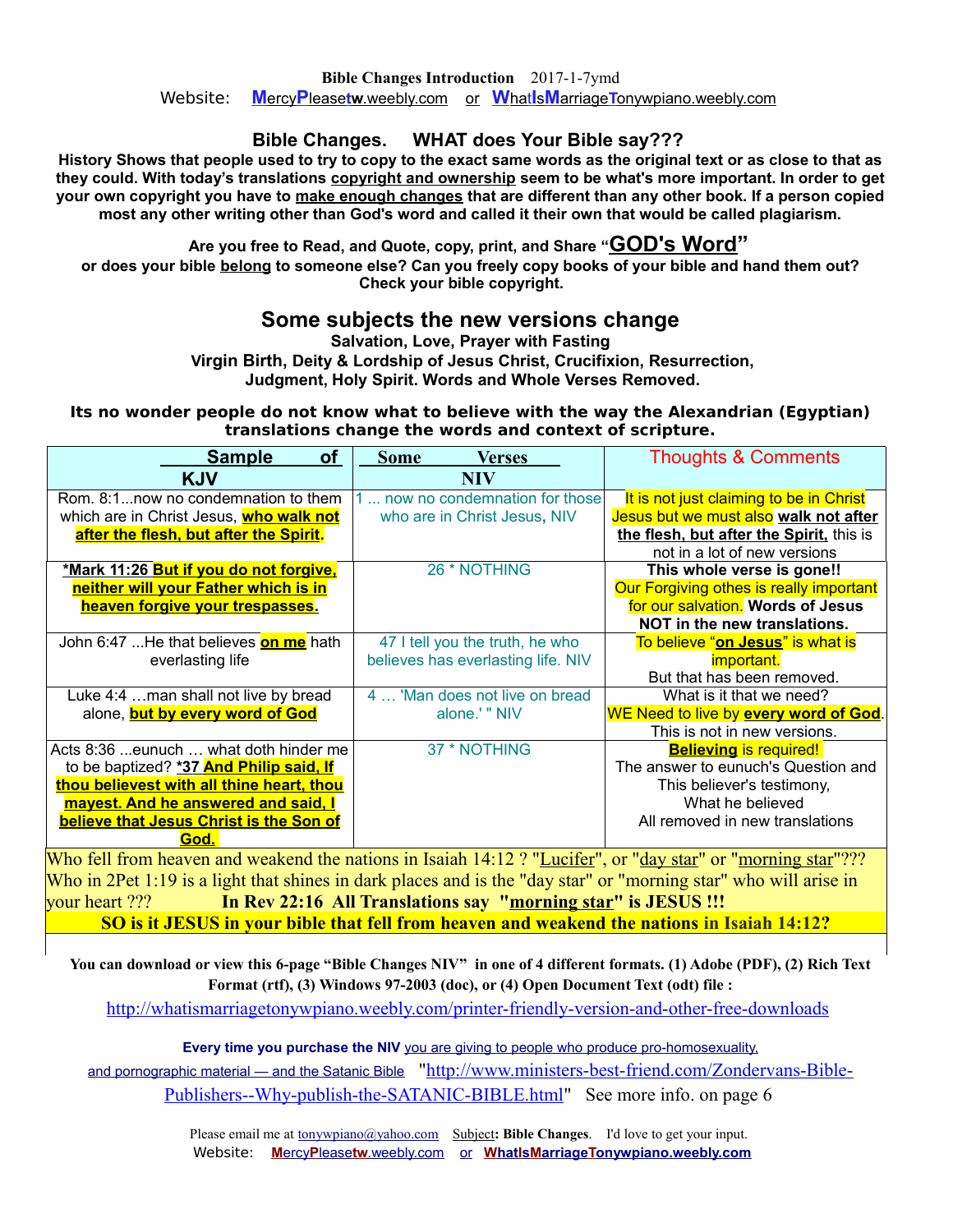**Bible Changes Introduction** 2017-1-7ymd

Website: **M**ercy**P**lease**tw**.weebly.com or **W**hat**I**s**M**arriage**T**onywpiano.weebly.com

## Bible Changes. WHAT does Your Bible say???

**History Shows that people used to try to copy to the exact same words as the original text or as close to that as they could. With today's translations copyright and ownership seem to be what's more important. In order to get your own copyright you have to make enough changes that are different than any other book. If a person copied most any other writing other than God's word and called it their own that would be called plagiarism.**

**Are you free to Read, and Quote, copy, print, and Share "GOD's Word" or does your bible belong to someone else? Can you freely copy books of your bible and hand them out? Check your bible copyright.**

## Some subjects the new versions change

**Salvation, Love, Prayer with Fasting**
**Virgin Birth, Deity & Lordship of Jesus Christ, Crucifixion, Resurrection, Judgment, Holy Spirit. Words and Whole Verses Removed.**

**Its no wonder people do not know what to believe with the way the Alexandrian (Egyptian) translations change the words and context of scripture.**

| Sample of KJV | Some Verses NIV | Thoughts & Comments |
|---|---|---|
| Rom. 8:1...now no condemnation to them which are in Christ Jesus, **who walk not after the flesh, but after the Spirit.** | 1 ... now no condemnation for those who are in Christ Jesus, NIV | It is not just claiming to be in Christ Jesus but we must also **walk not after the flesh, but after the Spirit,** this is not in a lot of new versions |
| **\*Mark 11:26 But if you do not forgive, neither will your Father which is in heaven forgive your trespasses.** | 26 * NOTHING | **This whole verse is gone!!** Our Forgiving othes is really important for our salvation. **Words of Jesus NOT in the new translations.** |
| John 6:47 ...He that believes **on me** hath everlasting life | 47 I tell you the truth, he who believes has everlasting life. NIV | To believe "**on Jesus**" is what is important. But that has been removed. |
| Luke 4:4 …man shall not live by bread alone, **but by every word of God** | 4 … 'Man does not live on bread alone.' " NIV | What is it that we need? WE Need to live by **every word of God**. This is not in new versions. |
| Acts 8:36 ...eunuch … what doth hinder me to be baptized? **\*37 And Philip said, If thou believest with all thine heart, thou mayest. And he answered and said, I believe that Jesus Christ is the Son of God.** | 37 * NOTHING | **Believing** is required! The answer to eunuch's Question and This believer's testimony, What he believed All removed in new translations |

Who fell from heaven and weakend the nations in Isaiah 14:12 ? "Lucifer", or "day star" or "morning star"??? Who in 2Pet 1:19 is a light that shines in dark places and is the "day star" or "morning star" who will arise in your heart ??? **In Rev 22:16 All Translations say "morning star" is JESUS !!!**

**SO is it JESUS in your bible that fell from heaven and weakend the nations in Isaiah 14:12?**

**You can download or view this 6-page "Bible Changes NIV" in one of 4 different formats. (1) Adobe (PDF), (2) Rich Text Format (rtf), (3) Windows 97-2003 (doc), or (4) Open Document Text (odt) file :**

http://whatismarriagetonywpiano.weebly.com/printer-friendly-version-and-other-free-downloads

**Every time you purchase the NIV** you are giving to people who produce pro-homosexuality, and pornographic material — and the Satanic Bible "http://www.ministers-best-friend.com/Zondervans-Bible-Publishers--Why-publish-the-SATANIC-BIBLE.html" See more info. on page 6

Please email me at tonywpiano@yahoo.com Subject**: Bible Changes**. I'd love to get your input.

Website: **M**ercy**P**lease**tw**.weebly.com or **WhatIsMarriageTonywpiano.weebly.com**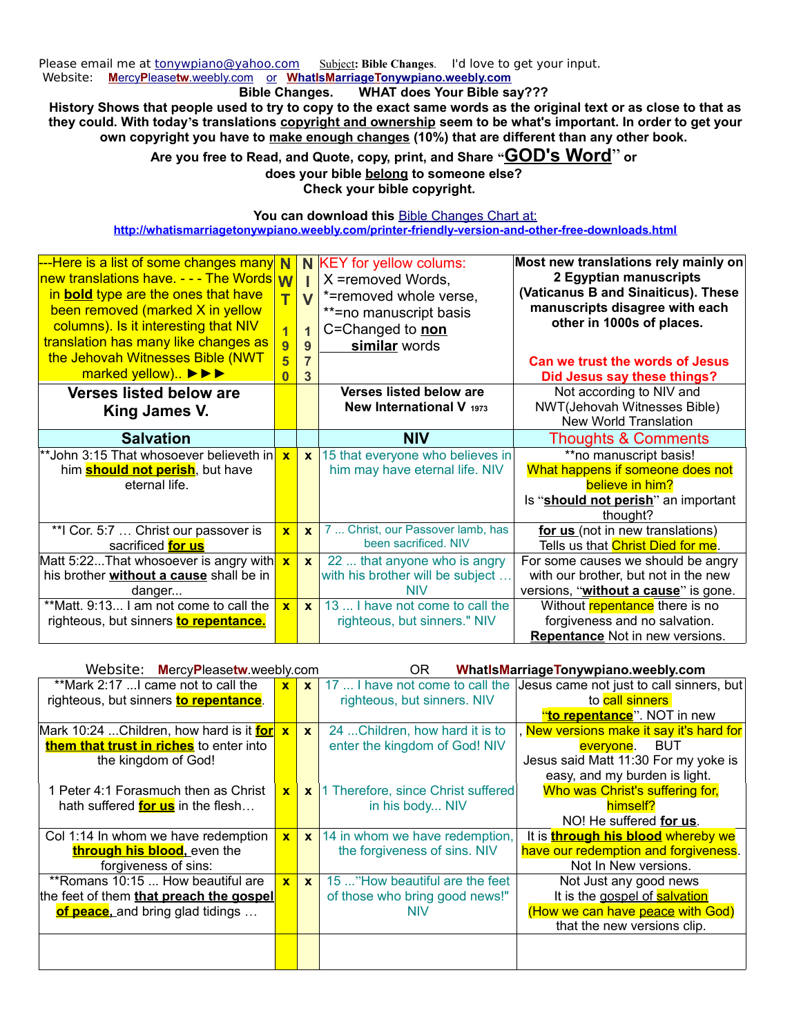Please email me at tonywpiano@yahoo.com Subject: **Bible Changes.** I'd love to get your input.
Website: MercyPleasetw.weebly.com or WhatIsMarriageTonywpiano.weebly.com

**Bible Changes. WHAT does Your Bible say???**

**History Shows that people used to try to copy to the exact same words as the original text or as close to that as they could. With today's translations copyright and ownership seem to be what's important. In order to get your own copyright you have to make enough changes (10%) that are different than any other book.**

**Are you free to Read, and Quote, copy, print, and Share "GOD's Word" or does your bible belong to someone else?**
**Check your bible copyright.**

**You can download this** Bible Changes Chart at:
http://whatismarriagetonywpiano.weebly.com/printer-friendly-version-and-other-free-downloads.html

| ---Here is a list of some changes many new translations have. - - - The Words in **bold** type are the ones that have been removed (marked X in yellow columns). Is it interesting that NIV translation has many like changes as the Jehovah Witnesses Bible (NWT marked yellow).. ►►► | NWT 1950 | NIV 1973 | KEY for yellow colums: X =removed Words, *=removed whole verse, **=no manuscript basis C=Changed to **non similar** words | **Most new translations rely mainly on 2 Egyptian manuscripts (Vaticanus B and Sinaiticus). These manuscripts disagree with each other in 1000s of places.** **Can we trust the words of Jesus Did Jesus say these things?** |
|---|---|---|---|---|
| **Verses listed below are King James V.** | | | **Verses listed below are New International V 1973** | Not according to NIV and NWT(Jehovah Witnesses Bible) New World Translation |
| **Salvation** | | | **NIV** | Thoughts & Comments |
| **John 3:15 That whosoever believeth in him **should not perish**, but have eternal life. | x | x | 15 that everyone who believes in him may have eternal life. NIV | **no manuscript basis! What happens if someone does not believe in him? Is "**should not perish**" an important thought? |
| **I Cor. 5:7 … Christ our passover is sacrificed **for us** | x | x | 7 ... Christ, our Passover lamb, has been sacrificed. NIV | **for us** (not in new translations) Tells us that Christ Died for me. |
| Matt 5:22...That whosoever is angry with his brother **without a cause** shall be in danger... | x | x | 22 ... that anyone who is angry with his brother will be subject … NIV | For some causes we should be angry with our brother, but not in the new versions, "**without a cause**" is gone. |
| **Matt. 9:13... I am not come to call the righteous, but sinners **to repentance.** | x | x | 13 ... I have not come to call the righteous, but sinners." NIV | Without repentance there is no forgiveness and no salvation. **Repentance** Not in new versions. |

Website: MercyPleasetw.weebly.com OR WhatIsMarriageTonywpiano.weebly.com

| | | | | |
|---|---|---|---|---|
| **Mark 2:17 ...I came not to call the righteous, but sinners **to repentance**. | x | x | 17 ... I have not come to call the righteous, but sinners. NIV | Jesus came not just to call sinners, but to call sinners "**to repentance**". NOT in new |
| Mark 10:24 ...Children, how hard is it **for them that trust in riches** to enter into the kingdom of God! | x | x | 24 ...Children, how hard it is to enter the kingdom of God! NIV | , New versions make it say it's hard for everyone. BUT Jesus said Matt 11:30 For my yoke is easy, and my burden is light. |
| 1 Peter 4:1 Forasmuch then as Christ hath suffered **for us** in the flesh… | x | x | 1 Therefore, since Christ suffered in his body... NIV | Who was Christ's suffering for, himself? NO! He suffered **for us**. |
| Col 1:14 In whom we have redemption **through his blood,** even the forgiveness of sins: | x | x | 14 in whom we have redemption, the forgiveness of sins. NIV | It is **through his blood** whereby we have our redemption and forgiveness. Not In New versions. |
| **Romans 10:15 ... How beautiful are the feet of them **that preach the gospel of peace,** and bring glad tidings … | x | x | 15 ..."How beautiful are the feet of those who bring good news!" NIV | Not Just any good news It is the gospel of salvation (How we can have peace with God) that the new versions clip. |
| | | | | |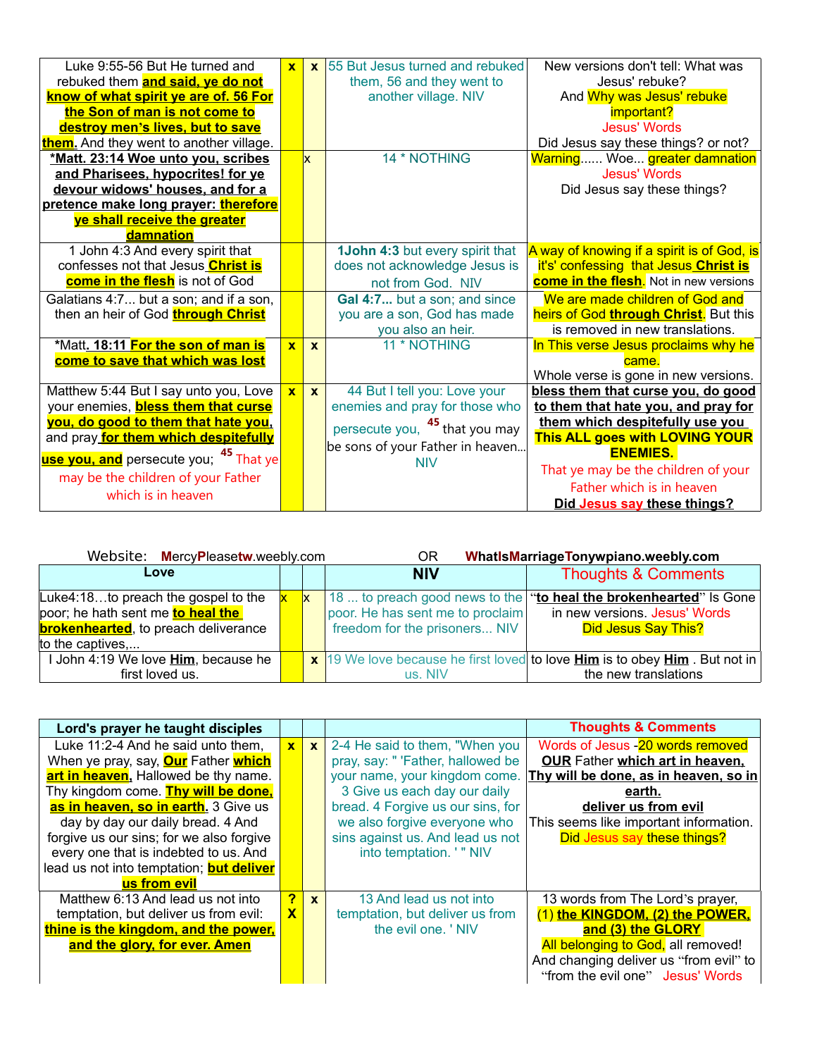| | | | | |
|---|---|---|---|---|
| Luke 9:55-56 But He turned and rebuked them **and said, ye do not know of what spirit ye are of. 56 For the Son of man is not come to destroy men's lives, but to save them.** And they went to another village. | **x** | **x** | 55 But Jesus turned and rebuked them, 56 and they went to another village. NIV | New versions don't tell: What was Jesus' rebuke? And Why was Jesus' rebuke important? Jesus' Words Did Jesus say these things? or not? |
| ***Matt. 23:14 Woe unto you, scribes and Pharisees, hypocrites! for ye devour widows' houses, and for a pretence make long prayer: therefore ye shall receive the greater damnation** | | x | 14 * NOTHING | Warning...... Woe... greater damnation Jesus' Words Did Jesus say these things? |
| 1 John 4:3 And every spirit that confesses not that Jesus **Christ is come in the flesh** is not of God | | | **1John 4:3** but every spirit that does not acknowledge Jesus is not from God. NIV | A way of knowing if a spirit is of God, is it's' confessing that Jesus **Christ is come in the flesh**. Not in new versions |
| Galatians 4:7... but a son; and if a son, then an heir of God **through Christ** | | | **Gal 4:7...** but a son; and since you are a son, God has made you also an heir. | We are made children of God and heirs of God **through Christ**. But this is removed in new translations. |
| ***Matt. 18:11 For the son of man is come to save that which was lost** | **x** | **x** | 11 * NOTHING | In This verse Jesus proclaims why he came. Whole verse is gone in new versions. |
| Matthew 5:44 But I say unto you, Love your enemies, **bless them that curse you, do good to them that hate you,** and pray **for them which despitefully use you, and** persecute you; 45 That ye may be the children of your Father which is in heaven | **x** | **x** | 44 But I tell you: Love your enemies and pray for those who persecute you, 45 that you may be sons of your Father in heaven... NIV | **bless them that curse you, do good to them that hate you, and pray for them which despitefully use you** **This ALL goes with LOVING YOUR ENEMIES.** That ye may be the children of your Father which is in heaven **Did Jesus say these things?** |

Website: MercyPleasetw.weebly.com OR WhatIsMarriageTonywpiano.weebly.com

| Love | | | NIV | Thoughts & Comments |
|---|---|---|---|---|
| Luke4:18…to preach the gospel to the poor; he hath sent me **to heal the brokenhearted**, to preach deliverance to the captives,... | x | x | 18 ... to preach good news to the poor. He has sent me to proclaim freedom for the prisoners... NIV | "**to heal the brokenhearted**" Is Gone in new versions. Jesus' Words Did Jesus Say This? |
| I John 4:19 We love **Him**, because he first loved us. | | **x** | 19 We love because he first loved us. NIV | to love **Him** is to obey **Him** . But not in the new translations |

| Lord's prayer he taught disciples | | | | Thoughts & Comments |
|---|---|---|---|---|
| Luke 11:2-4 And he said unto them, When ye pray, say, **Our** Father **which art in heaven,** Hallowed be thy name. Thy kingdom come. **Thy will be done, as in heaven, so in earth.** 3 Give us day by day our daily bread. 4 And forgive us our sins; for we also forgive every one that is indebted to us. And lead us not into temptation; **but deliver us from evil** | **x** | **x** | 2-4 He said to them, "When you pray, say: " 'Father, hallowed be your name, your kingdom come. 3 Give us each day our daily bread. 4 Forgive us our sins, for we also forgive everyone who sins against us. And lead us not into temptation. ' " NIV | Words of Jesus -20 words removed **OUR** Father **which art in heaven, Thy will be done, as in heaven, so in earth.** **deliver us from evil** This seems like important information. Did Jesus say these things? |
| Matthew 6:13 And lead us not into temptation, but deliver us from evil: **thine is the kingdom, and the power, and the glory, for ever. Amen** | **? X** | **x** | 13 And lead us not into temptation, but deliver us from the evil one. ' NIV | 13 words from The Lord's prayer, (1) **the KINGDOM, (2) the POWER, and (3) the GLORY** All belonging to God, all removed! And changing deliver us "from evil" to "from the evil one" Jesus' Words |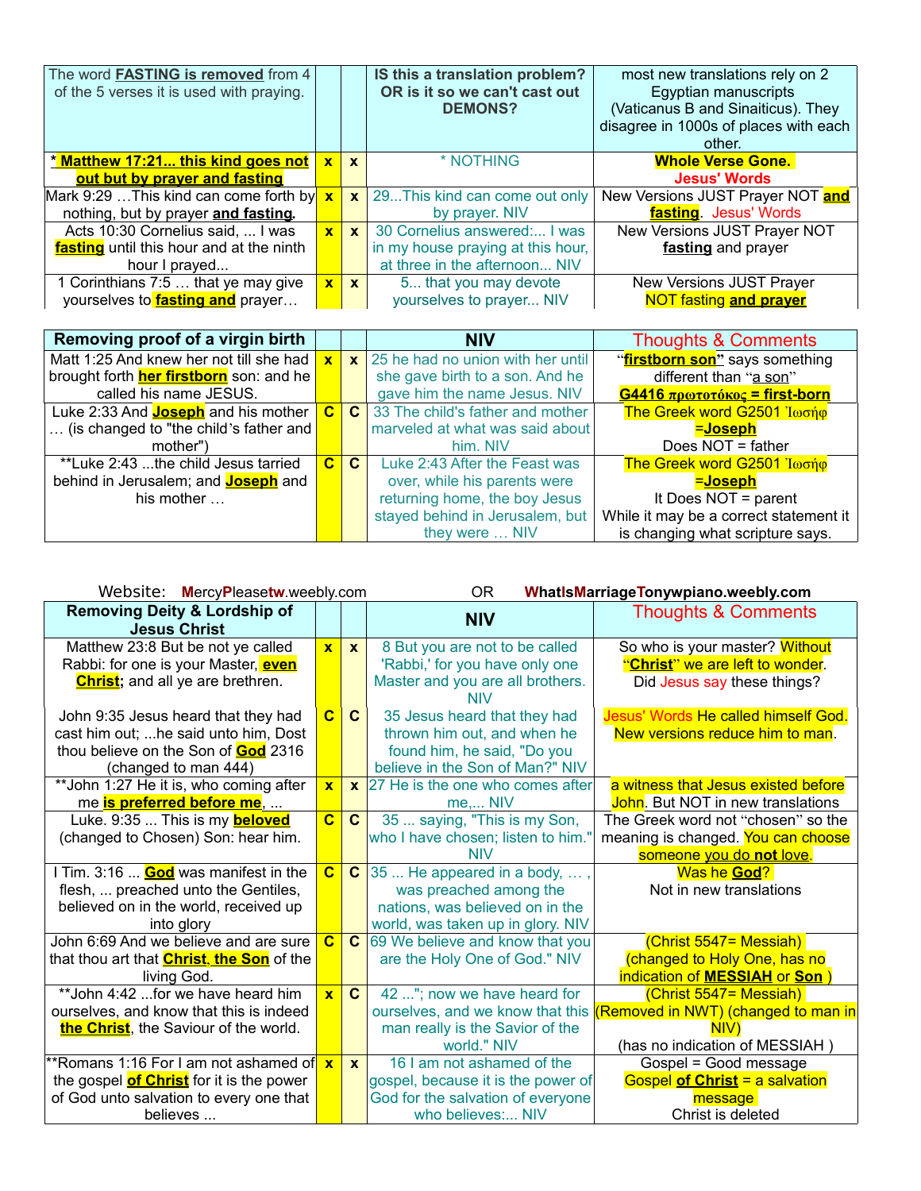| The word **FASTING is removed** from 4 of the 5 verses it is used with praying. | | | **IS this a translation problem? OR is it so we can't cast out DEMONS?** | most new translations rely on 2 Egyptian manuscripts (Vaticanus B and Sinaiticus). They disagree in 1000s of places with each other. |
|---|---|---|---|---|
| **\* Matthew 17:21... this kind goes not out but by prayer and fasting** | x | x | \* NOTHING | **Whole Verse Gone. Jesus' Words** |
| Mark 9:29 …This kind can come forth by nothing, but by prayer **and fasting.** | x | x | 29...This kind can come out only by prayer. NIV | New Versions JUST Prayer NOT **and fasting**. Jesus' Words |
| Acts 10:30 Cornelius said, ... I was **fasting** until this hour and at the ninth hour I prayed... | x | x | 30 Cornelius answered:... I was in my house praying at this hour, at three in the afternoon... NIV | New Versions JUST Prayer NOT **fasting** and prayer |
| 1 Corinthians 7:5 … that ye may give yourselves to **fasting and** prayer… | x | x | 5... that you may devote yourselves to prayer... NIV | New Versions JUST Prayer NOT fasting **and prayer** |

| **Removing proof of a virgin birth** | | | **NIV** | Thoughts & Comments |
|---|---|---|---|---|
| Matt 1:25 And knew her not till she had brought forth **her firstborn** son: and he called his name JESUS. | x | x | 25 he had no union with her until she gave birth to a son. And he gave him the name Jesus. NIV | "**firstborn son**" says something different than "a son" **G4416 πρωτοτόκος = first-born** |
| Luke 2:33 And **Joseph** and his mother … (is changed to "the child's father and mother") | C | C | 33 The child's father and mother marveled at what was said about him. NIV | The Greek word G2501 Ἰωσήφ =**Joseph** Does NOT = father |
| \*\*Luke 2:43 ...the child Jesus tarried behind in Jerusalem; and **Joseph** and his mother … | C | C | Luke 2:43 After the Feast was over, while his parents were returning home, the boy Jesus stayed behind in Jerusalem, but they were … NIV | The Greek word G2501 Ἰωσήφ =**Joseph** It Does NOT = parent While it may be a correct statement it is changing what scripture says. |

Website: **M**ercy**P**lease**tw**.weebly.com OR **WhatIsMarriageTonywpiano.weebly.com**

| **Removing Deity & Lordship of Jesus Christ** | | | **NIV** | Thoughts & Comments |
|---|---|---|---|---|
| Matthew 23:8 But be not ye called Rabbi: for one is your Master, **even Christ;** and all ye are brethren. | x | x | 8 But you are not to be called 'Rabbi,' for you have only one Master and you are all brothers. NIV | So who is your master? Without "**Christ**" we are left to wonder. Did Jesus say these things? |
| John 9:35 Jesus heard that they had cast him out; ...he said unto him, Dost thou believe on the Son of **God** 2316 (changed to man 444) | C | C | 35 Jesus heard that they had thrown him out, and when he found him, he said, "Do you believe in the Son of Man?" NIV | Jesus' Words He called himself God. New versions reduce him to man. |
| \*\*John 1:27 He it is, who coming after me **is preferred before me**, ... | x | x | 27 He is the one who comes after me,... NIV | a witness that Jesus existed before John. But NOT in new translations |
| Luke. 9:35 ... This is my **beloved** (changed to Chosen) Son: hear him. | C | C | 35 ... saying, "This is my Son, who I have chosen; listen to him." NIV | The Greek word not "chosen" so the meaning is changed. You can choose someone you do **not** love. |
| I Tim. 3:16 ... **God** was manifest in the flesh, ... preached unto the Gentiles, believed on in the world, received up into glory | C | C | 35 ... He appeared in a body, … , was preached among the nations, was believed on in the world, was taken up in glory. NIV | Was he **God**? Not in new translations |
| John 6:69 And we believe and are sure that thou art that **Christ, the Son** of the living God. | C | C | 69 We believe and know that you are the Holy One of God." NIV | (Christ 5547= Messiah) (changed to Holy One, has no indication of **MESSIAH** or **Son** ) |
| \*\*John 4:42 ...for we have heard him ourselves, and know that this is indeed **the Christ**, the Saviour of the world. | x | C | 42 ..."; now we have heard for ourselves, and we know that this man really is the Savior of the world." NIV | (Christ 5547= Messiah) (Removed in NWT) (changed to man in NIV) (has no indication of MESSIAH ) |
| \*\*Romans 1:16 For I am not ashamed of the gospel **of Christ** for it is the power of God unto salvation to every one that believes ... | x | x | 16 I am not ashamed of the gospel, because it is the power of God for the salvation of everyone who believes:... NIV | Gospel = Good message Gospel **of Christ** = a salvation message Christ is deleted |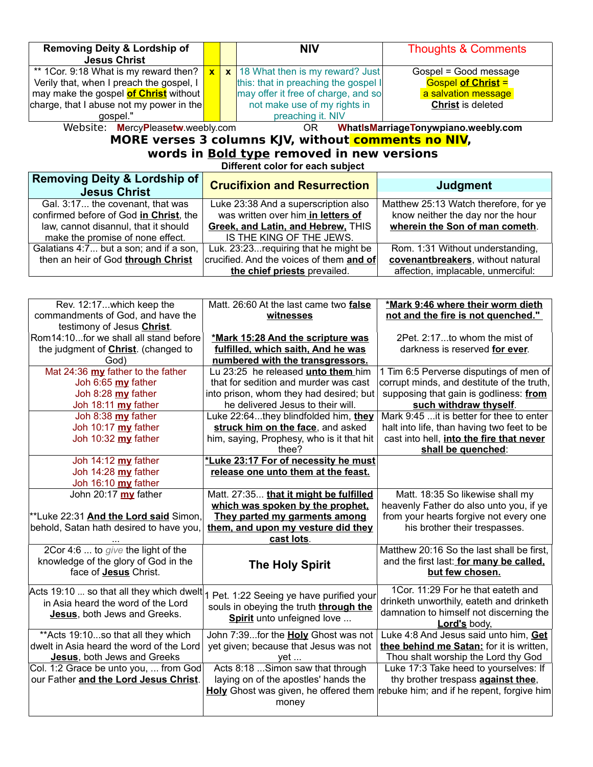| Removing Deity & Lordship of Jesus Christ | | | NIV | Thoughts & Comments |
|---|---|---|---|---|
| ** 1Cor. 9:18 What is my reward then? Verily that, when I preach the gospel, I may make the gospel **of Christ** without charge, that I abuse not my power in the gospel." | x | x | 18 What then is my reward? Just this: that in preaching the gospel I may offer it free of charge, and so not make use of my rights in preaching it. NIV | Gospel = Good message **Gospel of Christ** = a salvation message **Christ** is deleted |

Website: **M**ercy**P**lease**tw**.weebly.com OR **W**hat**I**s**M**arriage**T**onywpiano.weebly.com

## MORE verses 3 columns KJV, without comments no NIV, words in Bold type removed in new versions

**Different color for each subject**

| Removing Deity & Lordship of Jesus Christ | Crucifixion and Resurrection | Judgment |
|---|---|---|
| Gal. 3:17... the covenant, that was confirmed before of God **in Christ**, the law, cannot disannul, that it should make the promise of none effect. | Luke 23:38 And a superscription also was written over him **in letters of Greek, and Latin, and Hebrew,** THIS IS THE KING OF THE JEWS. | Matthew 25:13 Watch therefore, for ye know neither the day nor the hour **wherein the Son of man cometh**. |
| Galatians 4:7... but a son; and if a son, then an heir of God **through Christ** | Luk. 23:23...requiring that he might be crucified. And the voices of them **and of the chief priests** prevailed. | Rom. 1:31 Without understanding, **covenantbreakers**, without natural affection, implacable, unmerciful: |

| | | |
|---|---|---|
| Rev. 12:17...which keep the commandments of God, and have the testimony of Jesus **Christ**. | Matt. 26:60 At the last came two **false witnesses** | ***Mark 9:46 where their worm dieth not and the fire is not quenched."** |
| Rom14:10...for we shall all stand before the judgment of **Christ**. (changed to God) | ***Mark 15:28 And the scripture was fulfilled, which saith, And he was numbered with the transgressors.** | 2Pet. 2:17...to whom the mist of darkness is reserved **for ever**. |
| Mat 24:36 **my** father to the father<br>Joh 6:65 **my** father<br>Joh 8:28 **my** father<br>Joh 18:11 **my** father | Lu 23:25 he released **unto them** him that for sedition and murder was cast into prison, whom they had desired; but he delivered Jesus to their will. | 1 Tim 6:5 Perverse disputings of men of corrupt minds, and destitute of the truth, supposing that gain is godliness: **from such withdraw thyself**. |
| Joh 8:38 **my** father<br>Joh 10:17 **my** father<br>Joh 10:32 **my** father | Luke 22:64...they blindfolded him, **they struck him on the face**, and asked him, saying, Prophesy, who is it that hit thee? | Mark 9:45 ...it is better for thee to enter halt into life, than having two feet to be cast into hell, **into the fire that never shall be quenched**: |
| Joh 14:12 **my** father<br>Joh 14:28 **my** father<br>Joh 16:10 **my** father | ***Luke 23:17 For of necessity he must release one unto them at the feast.** | |
| John 20:17 **my** father<br><br>**Luke 22:31 **And the Lord said** Simon, behold, Satan hath desired to have you, ... | Matt. 27:35... **that it might be fulfilled which was spoken by the prophet, They parted my garments among them, and upon my vesture did they cast lots**. | Matt. 18:35 So likewise shall my heavenly Father do also unto you, if ye from your hearts forgive not every one his brother their trespasses. |
| 2Cor 4:6 ... to *give* the light of the knowledge of the glory of God in the face of **Jesus** Christ. | **The Holy Spirit** | Matthew 20:16 So the last shall be first, and the first last: **for many be called, but few chosen.** |
| Acts 19:10 ... so that all they which dwelt in Asia heard the word of the Lord **Jesus**, both Jews and Greeks. | 1 Pet. 1:22 Seeing ye have purified your souls in obeying the truth **through the Spirit** unto unfeigned love ... | 1Cor. 11:29 For he that eateth and drinketh unworthily, eateth and drinketh damnation to himself not discerning the **Lord's** body, |
| **Acts 19:10...so that all they which dwelt in Asia heard the word of the Lord **Jesus**, both Jews and Greeks | John 7:39...for the **Holy** Ghost was not yet given; because that Jesus was not yet ... | Luke 4:8 And Jesus said unto him, **Get thee behind me Satan:** for it is written, Thou shalt worship the Lord thy God |
| Col. 1:2 Grace be unto you, ... from God our Father **and the Lord Jesus Christ**. | Acts 8:18 ...Simon saw that through laying on of the apostles' hands the **Holy** Ghost was given, he offered them money | Luke 17:3 Take heed to yourselves: If thy brother trespass **against thee**, rebuke him; and if he repent, forgive him |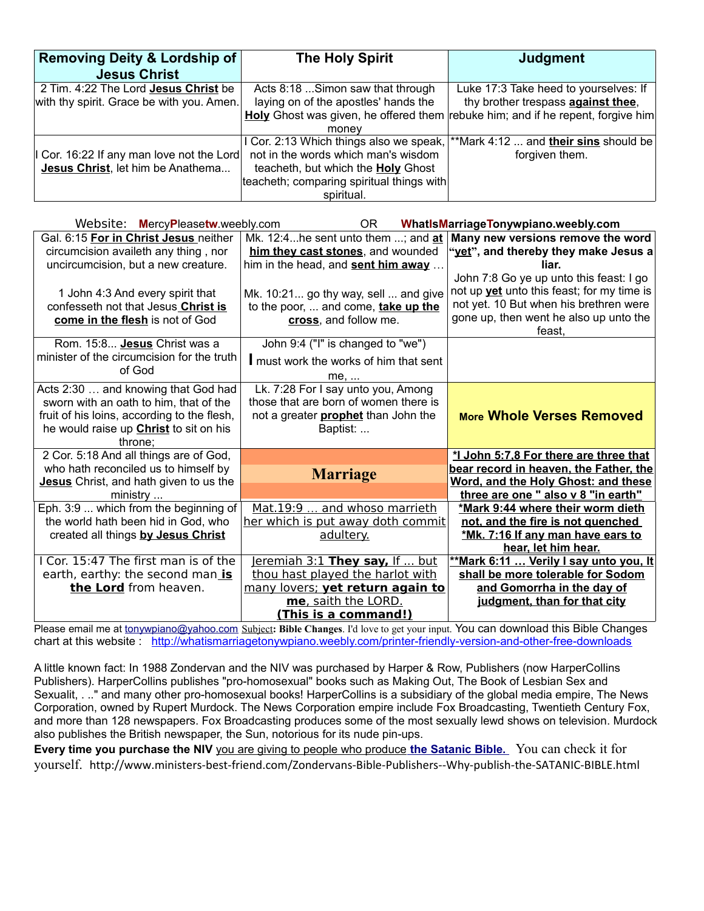| **Removing Deity & Lordship of Jesus Christ** | **The Holy Spirit** | **Judgment** |
|---|---|---|
| 2 Tim. 4:22 The Lord **Jesus Christ** be with thy spirit. Grace be with you. Amen. | Acts 8:18 ...Simon saw that through laying on of the apostles' hands the **Holy** Ghost was given, he offered them money | Luke 17:3 Take heed to yourselves: If thy brother trespass **against thee**, rebuke him; and if he repent, forgive him |
| I Cor. 16:22 If any man love not the Lord **Jesus Christ**, let him be Anathema... | I Cor. 2:13 Which things also we speak, not in the words which man's wisdom teacheth, but which the **Holy** Ghost teacheth; comparing spiritual things with spiritual. | **Mark 4:12 ... and **their sins** should be forgiven them. |

Website: MercyPleasetw.weebly.com OR WhatIsMarriageTonywpiano.weebly.com

| | | |
|---|---|---|
| Gal. 6:15 **For in Christ Jesus** neither circumcision availeth any thing , nor uncircumcision, but a new creature.<br><br>1 John 4:3 And every spirit that confesseth not that Jesus **Christ is come in the flesh** is not of God | Mk. 12:4...he sent unto them ...; and **at him they cast stones**, and wounded him in the head, and **sent him away** ...<br><br>Mk. 10:21... go thy way, sell ... and give to the poor, ... and come, **take up the cross**, and follow me. | **Many new versions remove the word "yet", and thereby they make Jesus a liar.**<br>John 7:8 Go ye up unto this feast: I go not up **yet** unto this feast; for my time is not yet. 10 But when his brethren were gone up, then went he also up unto the feast, |
| Rom. 15:8... **Jesus** Christ was a minister of the circumcision for the truth of God | John 9:4 ("I" is changed to "we")<br>**I** must work the works of him that sent me, ... | |
| Acts 2:30 … and knowing that God had sworn with an oath to him, that of the fruit of his loins, according to the flesh, he would raise up **Christ** to sit on his throne; | Lk. 7:28 For I say unto you, Among those that are born of women there is not a greater **prophet** than John the Baptist: ... | **More Whole Verses Removed** |
| 2 Cor. 5:18 And all things are of God, who hath reconciled us to himself by **Jesus** Christ, and hath given to us the ministry ... | **Marriage** | ***I John 5:7,8 For there are three that bear record in heaven, the Father, the Word, and the Holy Ghost: and these three are one " also v 8 "in earth"** |
| Eph. 3:9 ... which from the beginning of the world hath been hid in God, who created all things **by Jesus Christ** | Mat.19:9 … and whoso marrieth her which is put away doth commit adultery. | ***Mark 9:44 where their worm dieth not, and the fire is not quenched**<br>***Mk. 7:16 If any man have ears to hear, let him hear.** |
| I Cor. 15:47 The first man is of the earth, earthy: the second man **is the Lord** from heaven. | Jeremiah 3:1 **They say,** If ... but thou hast played the harlot with many lovers; **yet return again to me**, saith the LORD.<br>**(This is a command!)** | ****Mark 6:11 … Verily I say unto you, It shall be more tolerable for Sodom and Gomorrha in the day of judgment, than for that city** |

Please email me at tonywpiano@yahoo.com Subject**: Bible Changes**. I'd love to get your input. You can download this Bible Changes chart at this website : http://whatismarriagetonywpiano.weebly.com/printer-friendly-version-and-other-free-downloads

A little known fact: In 1988 Zondervan and the NIV was purchased by Harper & Row, Publishers (now HarperCollins Publishers). HarperCollins publishes "pro-homosexual" books such as Making Out, The Book of Lesbian Sex and Sexualit, . .." and many other pro-homosexual books! HarperCollins is a subsidiary of the global media empire, The News Corporation, owned by Rupert Murdock. The News Corporation empire include Fox Broadcasting, Twentieth Century Fox, and more than 128 newspapers. Fox Broadcasting produces some of the most sexually lewd shows on television. Murdock also publishes the British newspaper, the Sun, notorious for its nude pin-ups.

**Every time you purchase the NIV** you are giving to people who produce **the Satanic Bible.** You can check it for yourself. http://www.ministers-best-friend.com/Zondervans-Bible-Publishers--Why-publish-the-SATANIC-BIBLE.html